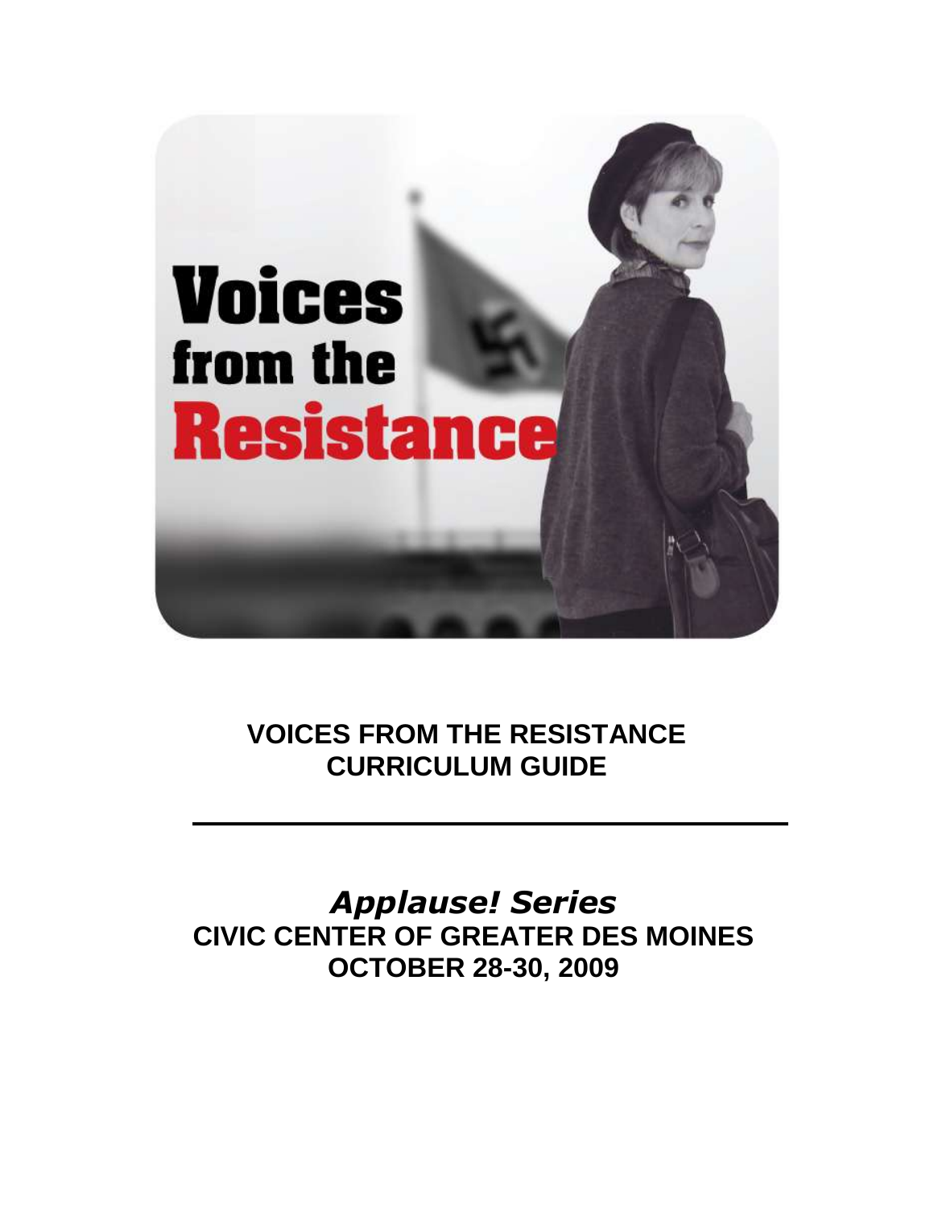# VOICES FROM THE RESISTANCE CURRICULUM GUIDE

---

## *Applause! Series*

**CIVIC CENTER OF GREATER DES MOINES**

**OCTOBER 28-30, 2009**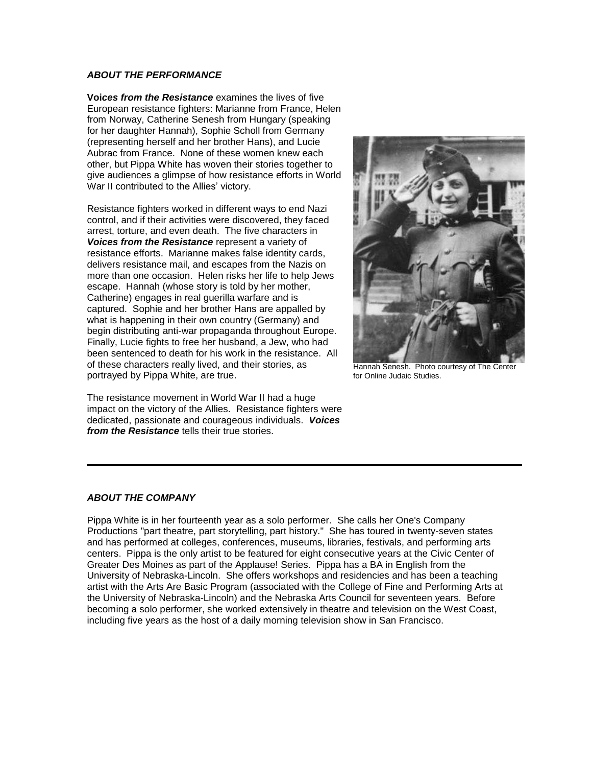### *ABOUT THE PERFORMANCE*

**Voi*ces from the Resistance*** examines the lives of five European resistance fighters: Marianne from France, Helen from Norway, Catherine Senesh from Hungary (speaking for her daughter Hannah), Sophie Scholl from Germany (representing herself and her brother Hans), and Lucie Aubrac from France. None of these women knew each other, but Pippa White has woven their stories together to give audiences a glimpse of how resistance efforts in World War II contributed to the Allies' victory.

Resistance fighters worked in different ways to end Nazi control, and if their activities were discovered, they faced arrest, torture, and even death. The five characters in ***Voices from the Resistance*** represent a variety of resistance efforts. Marianne makes false identity cards, delivers resistance mail, and escapes from the Nazis on more than one occasion. Helen risks her life to help Jews escape. Hannah (whose story is told by her mother, Catherine) engages in real guerilla warfare and is captured. Sophie and her brother Hans are appalled by what is happening in their own country (Germany) and begin distributing anti-war propaganda throughout Europe. Finally, Lucie fights to free her husband, a Jew, who had been sentenced to death for his work in the resistance. All of these characters really lived, and their stories, as portrayed by Pippa White, are true.

Hannah Senesh. Photo courtesy of The Center for Online Judaic Studies.

The resistance movement in World War II had a huge impact on the victory of the Allies. Resistance fighters were dedicated, passionate and courageous individuals. ***Voices from the Resistance*** tells their true stories.

---

### *ABOUT THE COMPANY*

Pippa White is in her fourteenth year as a solo performer. She calls her One's Company Productions "part theatre, part storytelling, part history." She has toured in twenty-seven states and has performed at colleges, conferences, museums, libraries, festivals, and performing arts centers. Pippa is the only artist to be featured for eight consecutive years at the Civic Center of Greater Des Moines as part of the Applause! Series. Pippa has a BA in English from the University of Nebraska-Lincoln. She offers workshops and residencies and has been a teaching artist with the Arts Are Basic Program (associated with the College of Fine and Performing Arts at the University of Nebraska-Lincoln) and the Nebraska Arts Council for seventeen years. Before becoming a solo performer, she worked extensively in theatre and television on the West Coast, including five years as the host of a daily morning television show in San Francisco.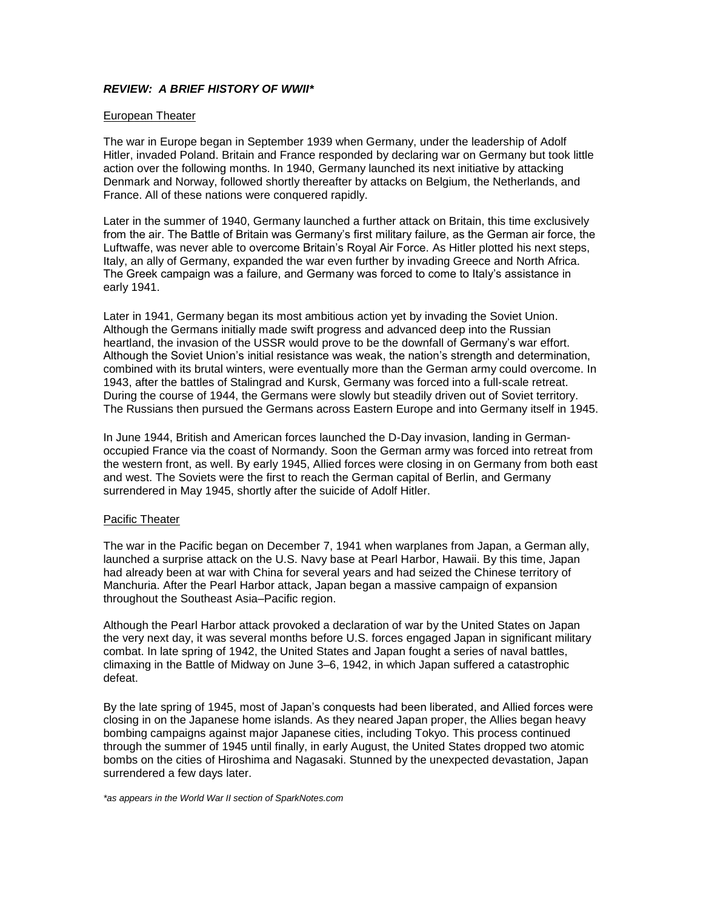## *REVIEW: A BRIEF HISTORY OF WWII**

### European Theater

The war in Europe began in September 1939 when Germany, under the leadership of Adolf Hitler, invaded Poland. Britain and France responded by declaring war on Germany but took little action over the following months. In 1940, Germany launched its next initiative by attacking Denmark and Norway, followed shortly thereafter by attacks on Belgium, the Netherlands, and France. All of these nations were conquered rapidly.

Later in the summer of 1940, Germany launched a further attack on Britain, this time exclusively from the air. The Battle of Britain was Germany's first military failure, as the German air force, the Luftwaffe, was never able to overcome Britain's Royal Air Force. As Hitler plotted his next steps, Italy, an ally of Germany, expanded the war even further by invading Greece and North Africa. The Greek campaign was a failure, and Germany was forced to come to Italy's assistance in early 1941.

Later in 1941, Germany began its most ambitious action yet by invading the Soviet Union. Although the Germans initially made swift progress and advanced deep into the Russian heartland, the invasion of the USSR would prove to be the downfall of Germany's war effort. Although the Soviet Union's initial resistance was weak, the nation's strength and determination, combined with its brutal winters, were eventually more than the German army could overcome. In 1943, after the battles of Stalingrad and Kursk, Germany was forced into a full-scale retreat. During the course of 1944, the Germans were slowly but steadily driven out of Soviet territory. The Russians then pursued the Germans across Eastern Europe and into Germany itself in 1945.

In June 1944, British and American forces launched the D-Day invasion, landing in German-occupied France via the coast of Normandy. Soon the German army was forced into retreat from the western front, as well. By early 1945, Allied forces were closing in on Germany from both east and west. The Soviets were the first to reach the German capital of Berlin, and Germany surrendered in May 1945, shortly after the suicide of Adolf Hitler.

### Pacific Theater

The war in the Pacific began on December 7, 1941 when warplanes from Japan, a German ally, launched a surprise attack on the U.S. Navy base at Pearl Harbor, Hawaii. By this time, Japan had already been at war with China for several years and had seized the Chinese territory of Manchuria. After the Pearl Harbor attack, Japan began a massive campaign of expansion throughout the Southeast Asia–Pacific region.

Although the Pearl Harbor attack provoked a declaration of war by the United States on Japan the very next day, it was several months before U.S. forces engaged Japan in significant military combat. In late spring of 1942, the United States and Japan fought a series of naval battles, climaxing in the Battle of Midway on June 3–6, 1942, in which Japan suffered a catastrophic defeat.

By the late spring of 1945, most of Japan's conquests had been liberated, and Allied forces were closing in on the Japanese home islands. As they neared Japan proper, the Allies began heavy bombing campaigns against major Japanese cities, including Tokyo. This process continued through the summer of 1945 until finally, in early August, the United States dropped two atomic bombs on the cities of Hiroshima and Nagasaki. Stunned by the unexpected devastation, Japan surrendered a few days later.

**as appears in the World War II section of SparkNotes.com*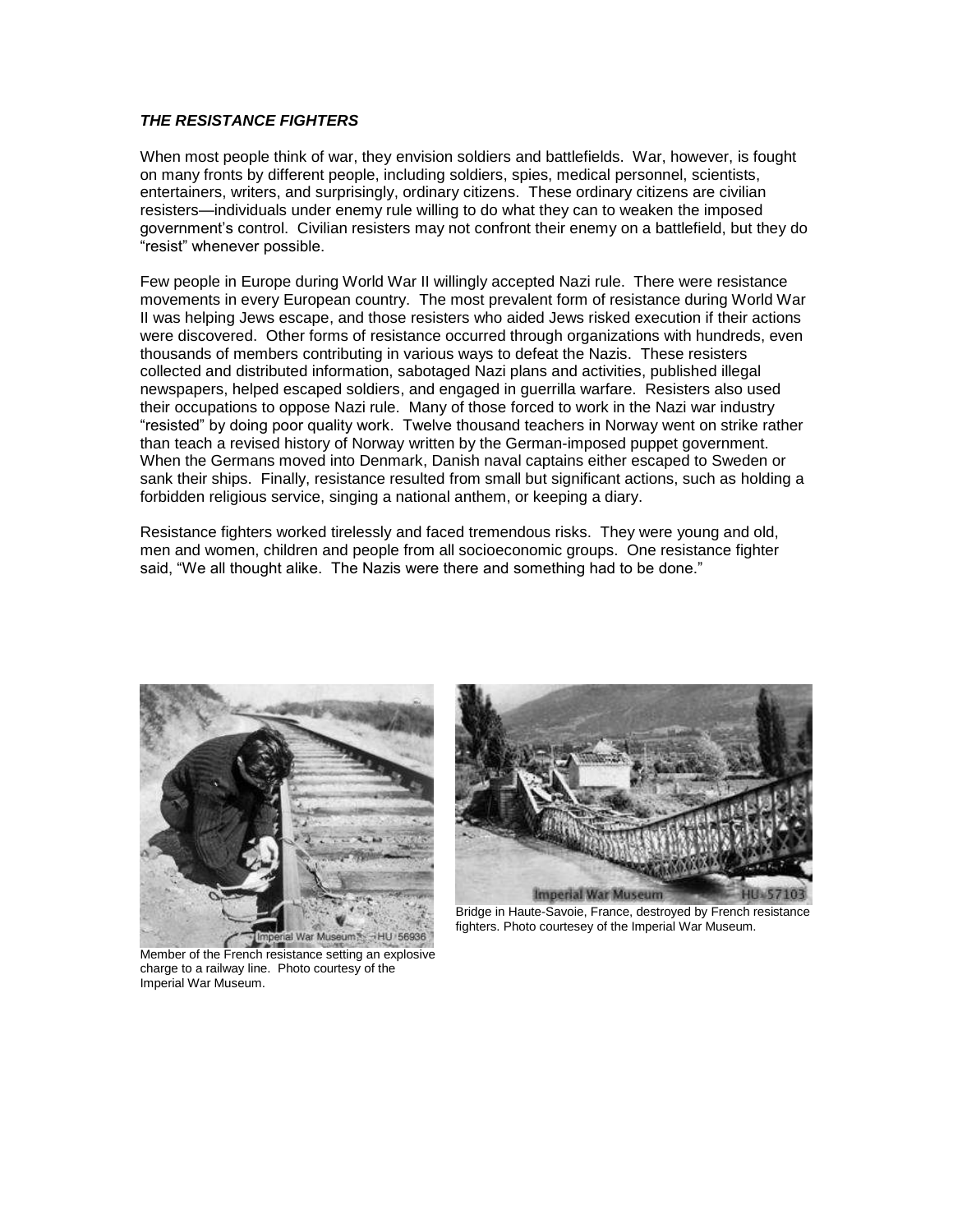***THE RESISTANCE FIGHTERS***

When most people think of war, they envision soldiers and battlefields. War, however, is fought on many fronts by different people, including soldiers, spies, medical personnel, scientists, entertainers, writers, and surprisingly, ordinary citizens. These ordinary citizens are civilian resisters—individuals under enemy rule willing to do what they can to weaken the imposed government's control. Civilian resisters may not confront their enemy on a battlefield, but they do "resist" whenever possible.

Few people in Europe during World War II willingly accepted Nazi rule. There were resistance movements in every European country. The most prevalent form of resistance during World War II was helping Jews escape, and those resisters who aided Jews risked execution if their actions were discovered. Other forms of resistance occurred through organizations with hundreds, even thousands of members contributing in various ways to defeat the Nazis. These resisters collected and distributed information, sabotaged Nazi plans and activities, published illegal newspapers, helped escaped soldiers, and engaged in guerrilla warfare. Resisters also used their occupations to oppose Nazi rule. Many of those forced to work in the Nazi war industry "resisted" by doing poor quality work. Twelve thousand teachers in Norway went on strike rather than teach a revised history of Norway written by the German-imposed puppet government. When the Germans moved into Denmark, Danish naval captains either escaped to Sweden or sank their ships. Finally, resistance resulted from small but significant actions, such as holding a forbidden religious service, singing a national anthem, or keeping a diary.

Resistance fighters worked tirelessly and faced tremendous risks. They were young and old, men and women, children and people from all socioeconomic groups. One resistance fighter said, "We all thought alike. The Nazis were there and something had to be done."

Member of the French resistance setting an explosive charge to a railway line. Photo courtesy of the Imperial War Museum.

Bridge in Haute-Savoie, France, destroyed by French resistance fighters. Photo courtesey of the Imperial War Museum.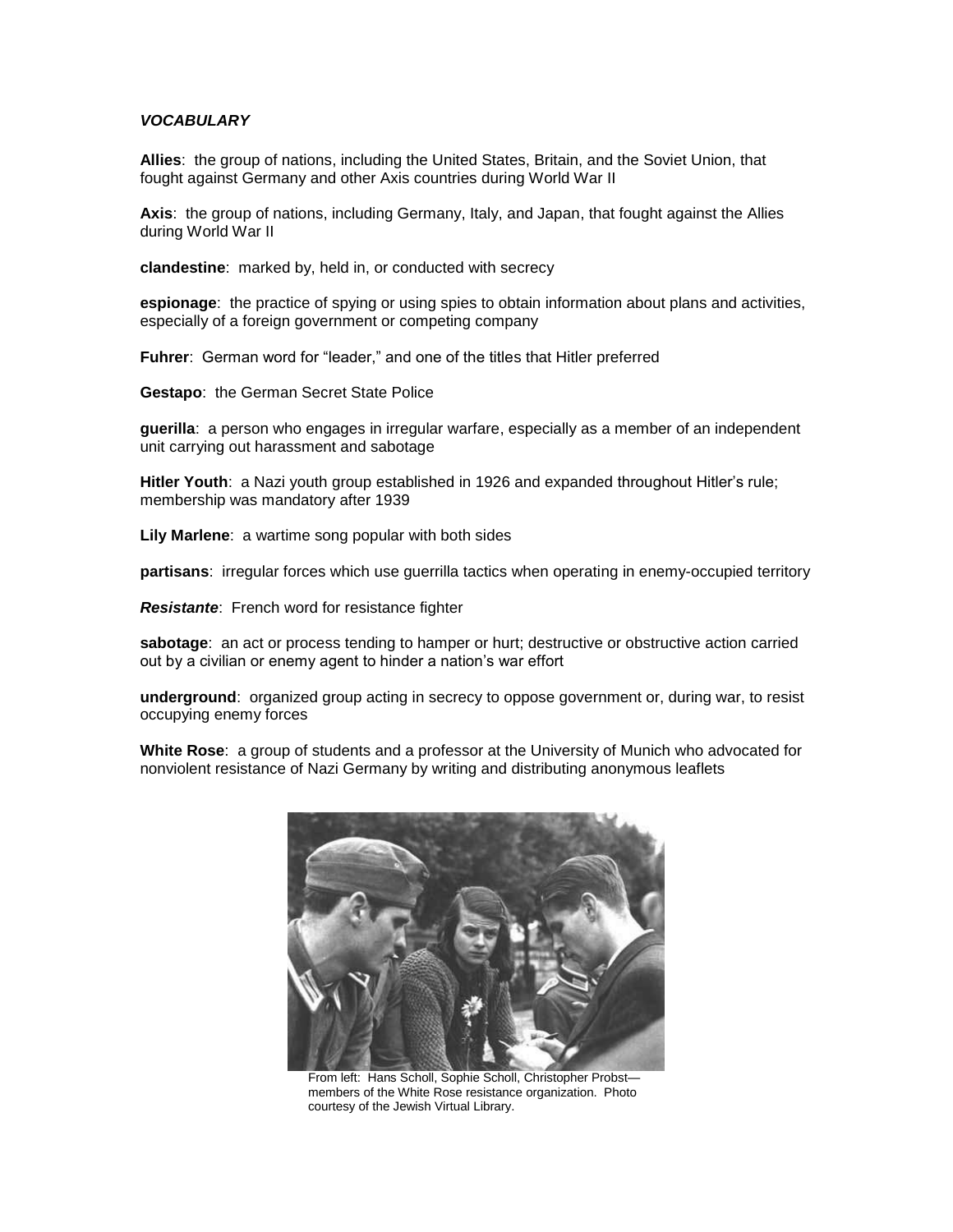***VOCABULARY***

**Allies**: the group of nations, including the United States, Britain, and the Soviet Union, that fought against Germany and other Axis countries during World War II

**Axis**: the group of nations, including Germany, Italy, and Japan, that fought against the Allies during World War II

**clandestine**: marked by, held in, or conducted with secrecy

**espionage**: the practice of spying or using spies to obtain information about plans and activities, especially of a foreign government or competing company

**Fuhrer**: German word for "leader," and one of the titles that Hitler preferred

**Gestapo**: the German Secret State Police

**guerilla**: a person who engages in irregular warfare, especially as a member of an independent unit carrying out harassment and sabotage

**Hitler Youth**: a Nazi youth group established in 1926 and expanded throughout Hitler's rule; membership was mandatory after 1939

**Lily Marlene**: a wartime song popular with both sides

**partisans**: irregular forces which use guerrilla tactics when operating in enemy-occupied territory

***Resistante***: French word for resistance fighter

**sabotage**: an act or process tending to hamper or hurt; destructive or obstructive action carried out by a civilian or enemy agent to hinder a nation's war effort

**underground**: organized group acting in secrecy to oppose government or, during war, to resist occupying enemy forces

**White Rose**: a group of students and a professor at the University of Munich who advocated for nonviolent resistance of Nazi Germany by writing and distributing anonymous leaflets

From left: Hans Scholl, Sophie Scholl, Christopher Probst—members of the White Rose resistance organization. Photo courtesy of the Jewish Virtual Library.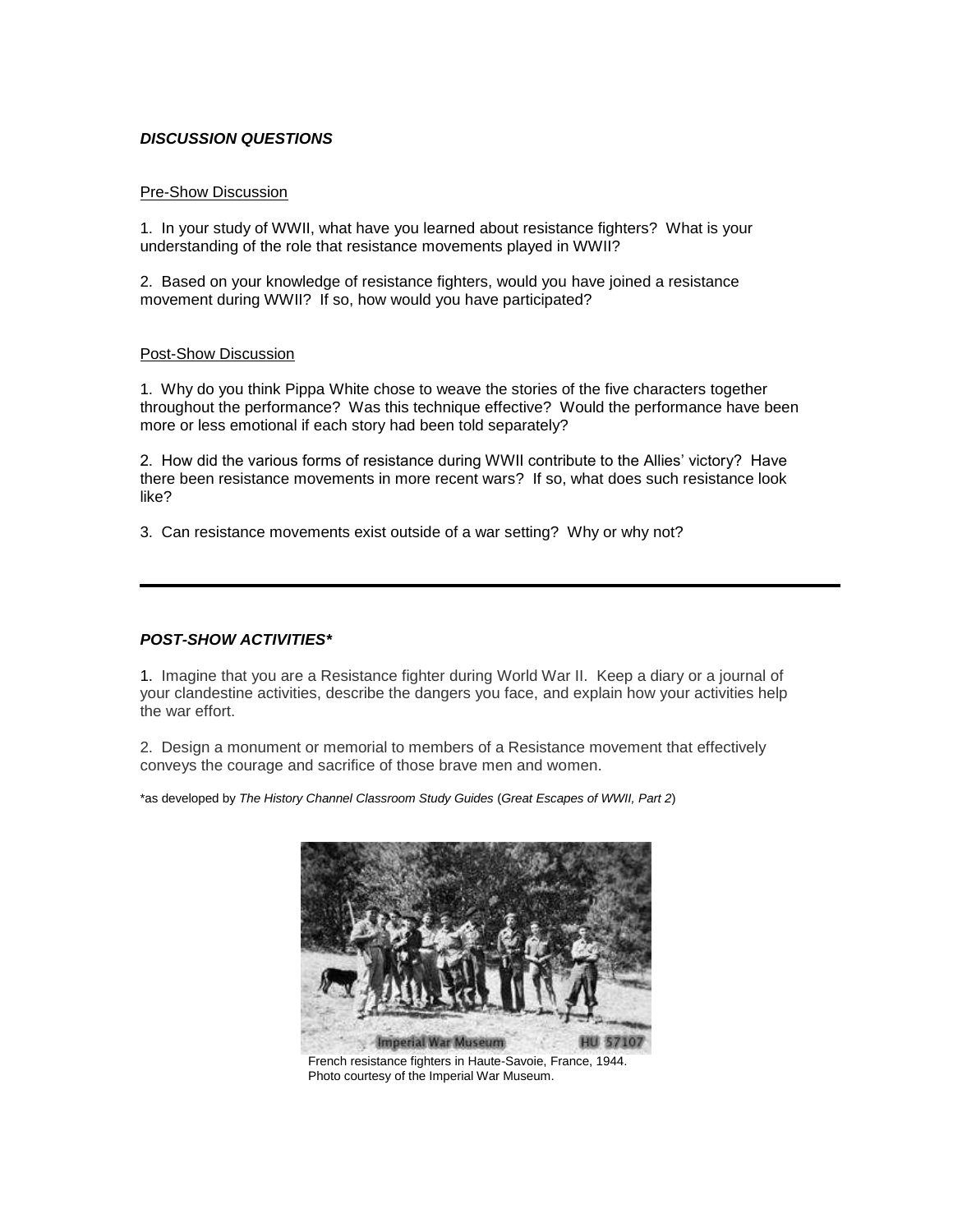## ***DISCUSSION QUESTIONS***

### Pre-Show Discussion

1. In your study of WWII, what have you learned about resistance fighters? What is your understanding of the role that resistance movements played in WWII?

2. Based on your knowledge of resistance fighters, would you have joined a resistance movement during WWII? If so, how would you have participated?

### Post-Show Discussion

1. Why do you think Pippa White chose to weave the stories of the five characters together throughout the performance? Was this technique effective? Would the performance have been more or less emotional if each story had been told separately?

2. How did the various forms of resistance during WWII contribute to the Allies' victory? Have there been resistance movements in more recent wars? If so, what does such resistance look like?

3. Can resistance movements exist outside of a war setting? Why or why not?

---

## ***POST-SHOW ACTIVITIES****

1. Imagine that you are a Resistance fighter during World War II. Keep a diary or a journal of your clandestine activities, describe the dangers you face, and explain how your activities help the war effort.

2. Design a monument or memorial to members of a Resistance movement that effectively conveys the courage and sacrifice of those brave men and women.

*as developed by *The History Channel Classroom Study Guides* (*Great Escapes of WWII, Part 2*)

French resistance fighters in Haute-Savoie, France, 1944.
Photo courtesy of the Imperial War Museum.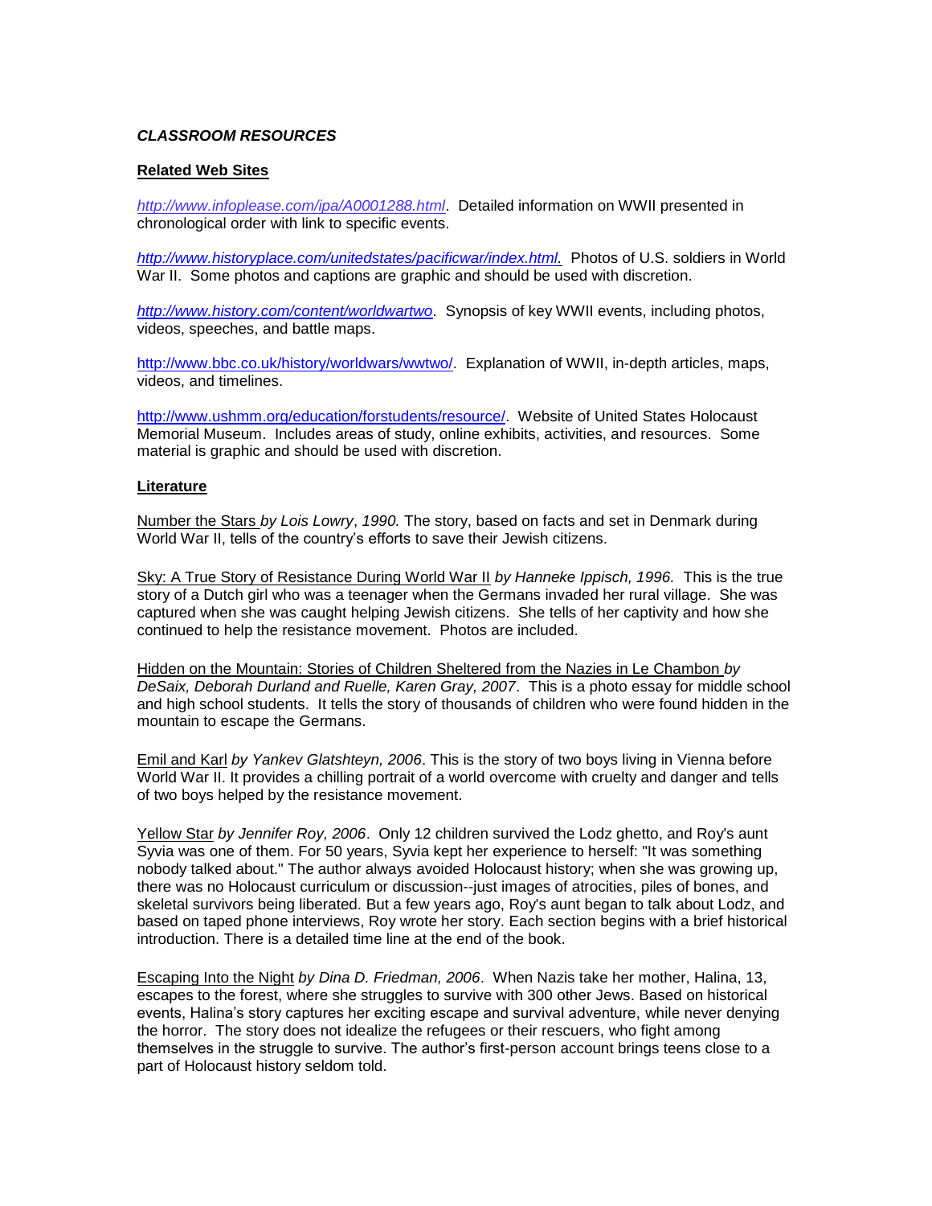***CLASSROOM RESOURCES***

**Related Web Sites**

*http://www.infoplease.com/ipa/A0001288.html*. Detailed information on WWII presented in chronological order with link to specific events.

*http://www.historyplace.com/unitedstates/pacificwar/index.html.* Photos of U.S. soldiers in World War II. Some photos and captions are graphic and should be used with discretion.

*http://www.history.com/content/worldwartwo*. Synopsis of key WWII events, including photos, videos, speeches, and battle maps.

http://www.bbc.co.uk/history/worldwars/wwtwo/. Explanation of WWII, in-depth articles, maps, videos, and timelines.

http://www.ushmm.org/education/forstudents/resource/. Website of United States Holocaust Memorial Museum. Includes areas of study, online exhibits, activities, and resources. Some material is graphic and should be used with discretion.

**Literature**

Number the Stars *by Lois Lowry*, *1990.* The story, based on facts and set in Denmark during World War II, tells of the country's efforts to save their Jewish citizens.

Sky: A True Story of Resistance During World War II *by Hanneke Ippisch, 1996.* This is the true story of a Dutch girl who was a teenager when the Germans invaded her rural village. She was captured when she was caught helping Jewish citizens. She tells of her captivity and how she continued to help the resistance movement. Photos are included.

Hidden on the Mountain: Stories of Children Sheltered from the Nazies in Le Chambon *by DeSaix, Deborah Durland and Ruelle, Karen Gray, 2007*. This is a photo essay for middle school and high school students. It tells the story of thousands of children who were found hidden in the mountain to escape the Germans.

Emil and Karl *by Yankev Glatshteyn, 2006*. This is the story of two boys living in Vienna before World War II. It provides a chilling portrait of a world overcome with cruelty and danger and tells of two boys helped by the resistance movement.

Yellow Star *by Jennifer Roy, 2006*. Only 12 children survived the Lodz ghetto, and Roy's aunt Syvia was one of them. For 50 years, Syvia kept her experience to herself: "It was something nobody talked about." The author always avoided Holocaust history; when she was growing up, there was no Holocaust curriculum or discussion--just images of atrocities, piles of bones, and skeletal survivors being liberated. But a few years ago, Roy's aunt began to talk about Lodz, and based on taped phone interviews, Roy wrote her story. Each section begins with a brief historical introduction. There is a detailed time line at the end of the book.

Escaping Into the Night *by Dina D. Friedman, 2006*. When Nazis take her mother, Halina, 13, escapes to the forest, where she struggles to survive with 300 other Jews. Based on historical events, Halina's story captures her exciting escape and survival adventure, while never denying the horror. The story does not idealize the refugees or their rescuers, who fight among themselves in the struggle to survive. The author's first-person account brings teens close to a part of Holocaust history seldom told.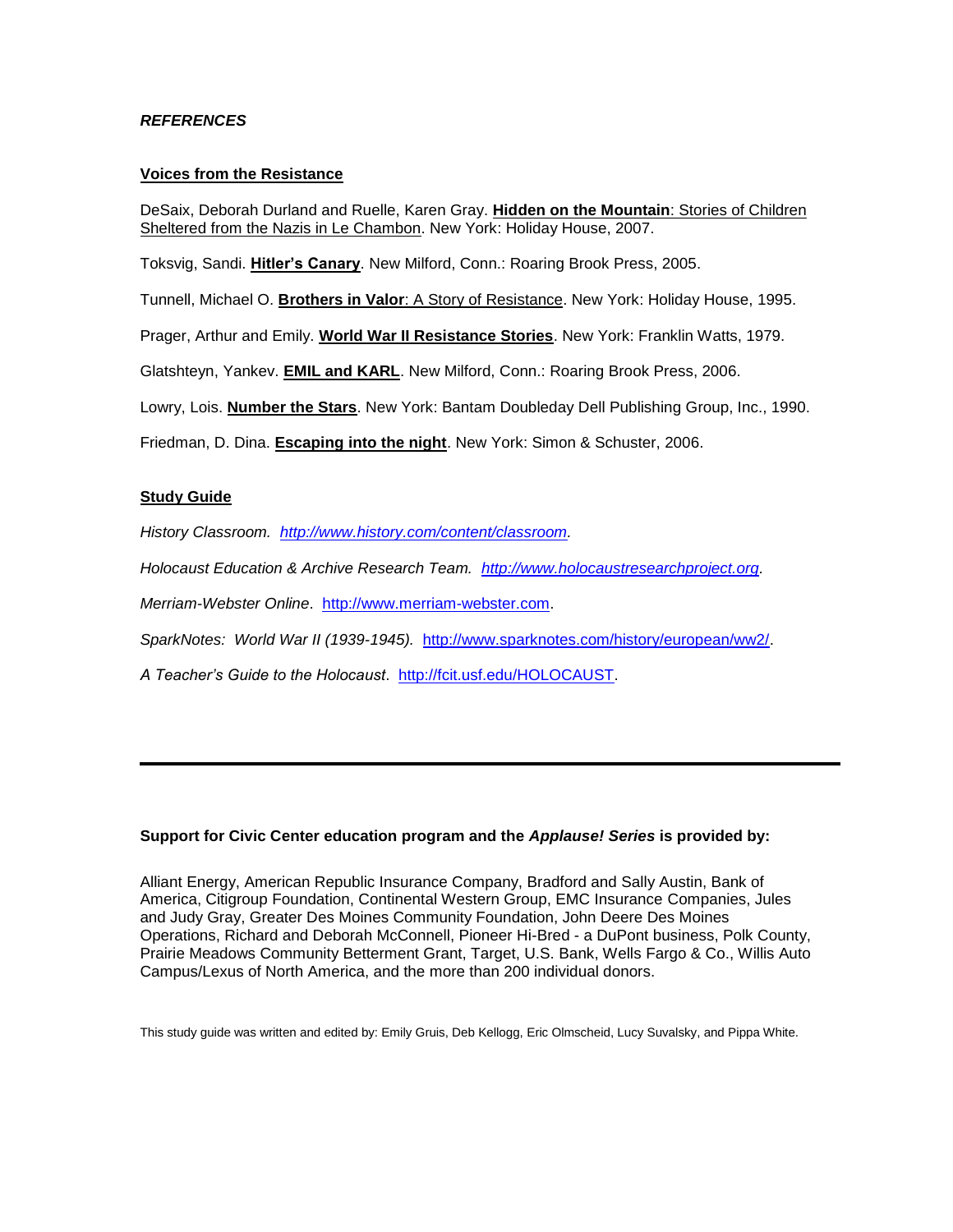***REFERENCES***

**Voices from the Resistance**

DeSaix, Deborah Durland and Ruelle, Karen Gray. **Hidden on the Mountain**: Stories of Children Sheltered from the Nazis in Le Chambon. New York: Holiday House, 2007.

Toksvig, Sandi. **Hitler's Canary**. New Milford, Conn.: Roaring Brook Press, 2005.

Tunnell, Michael O. **Brothers in Valor**: A Story of Resistance. New York: Holiday House, 1995.

Prager, Arthur and Emily. **World War II Resistance Stories**. New York: Franklin Watts, 1979.

Glatshteyn, Yankev. **EMIL and KARL**. New Milford, Conn.: Roaring Brook Press, 2006.

Lowry, Lois. **Number the Stars**. New York: Bantam Doubleday Dell Publishing Group, Inc., 1990.

Friedman, D. Dina. **Escaping into the night**. New York: Simon & Schuster, 2006.

**Study Guide**

*History Classroom. http://www.history.com/content/classroom.*

*Holocaust Education & Archive Research Team. http://www.holocaustresearchproject.org.*

*Merriam-Webster Online*. http://www.merriam-webster.com.

*SparkNotes: World War II (1939-1945).* http://www.sparknotes.com/history/european/ww2/.

*A Teacher's Guide to the Holocaust*. http://fcit.usf.edu/HOLOCAUST.

---

**Support for Civic Center education program and the *Applause! Series* is provided by:**

Alliant Energy, American Republic Insurance Company, Bradford and Sally Austin, Bank of America, Citigroup Foundation, Continental Western Group, EMC Insurance Companies, Jules and Judy Gray, Greater Des Moines Community Foundation, John Deere Des Moines Operations, Richard and Deborah McConnell, Pioneer Hi-Bred - a DuPont business, Polk County, Prairie Meadows Community Betterment Grant, Target, U.S. Bank, Wells Fargo & Co., Willis Auto Campus/Lexus of North America, and the more than 200 individual donors.

This study guide was written and edited by: Emily Gruis, Deb Kellogg, Eric Olmscheid, Lucy Suvalsky, and Pippa White.